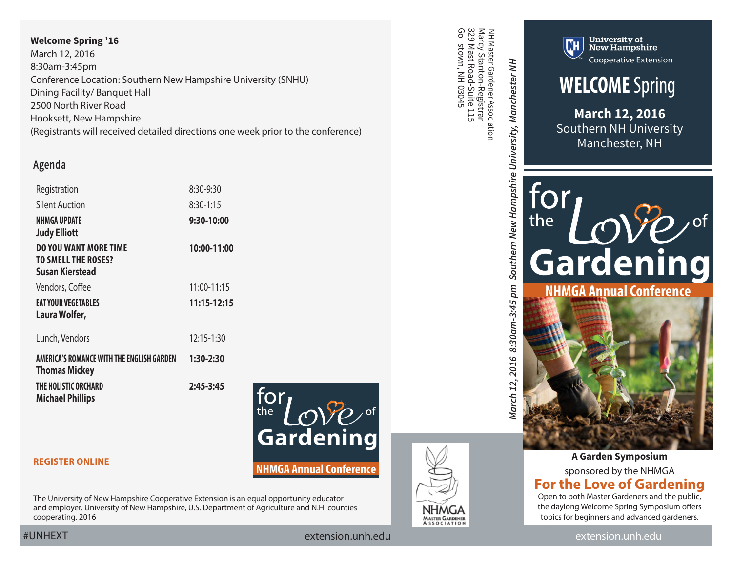**Welcome Spring '16**
March 12, 2016
8:30am-3:45pm
Conference Location: Southern New Hampshire University (SNHU)
Dining Facility/ Banquet Hall
2500 North River Road
Hooksett, New Hampshire
(Registrants will received detailed directions one week prior to the conference)

## Agenda

| | |
|---|---|
| Registration | 8:30-9:30 |
| Silent Auction | 8:30-1:15 |
| **NHMGA UPDATE** **Judy Elliott** | **9:30-10:00** |
| **DO YOU WANT MORE TIME TO SMELL THE ROSES?** **Susan Kierstead** | **10:00-11:00** |
| Vendors, Coffee | 11:00-11:15 |
| **EAT YOUR VEGETABLES** **Laura Wolfer,** | **11:15-12:15** |
| Lunch, Vendors | 12:15-1:30 |
| **AMERICA'S ROMANCE WITH THE ENGLISH GARDEN** **Thomas Mickey** | **1:30-2:30** |
| **THE HOLISTIC ORCHARD** **Michael Phillips** | **2:45-3:45** |

for the Love of Gardening
NHMGA Annual Conference

**REGISTER ONLINE**

The University of New Hampshire Cooperative Extension is an equal opportunity educator and employer. University of New Hampshire, U.S. Department of Agriculture and N.H. counties cooperating. 2016

#UNHEXT

extension.unh.edu

NH Master Gardener Association
Marcy Stanton-Registrar
329 Mast Road-Suite 115
Go stown, NH 03045

*March 12, 2016 8:30am-3:45 pm Southern New Hampshire University, Manchester NH*

NHMGA Master Gardener Association

University of New Hampshire
Cooperative Extension

# WELCOME Spring

**March 12, 2016**
Southern NH University
Manchester, NH

for the Love of Gardening
**NHMGA Annual Conference**

**A Garden Symposium**
sponsored by the NHMGA
**For the Love of Gardening**
Open to both Master Gardeners and the public, the daylong Welcome Spring Symposium offers topics for beginners and advanced gardeners.

extension.unh.edu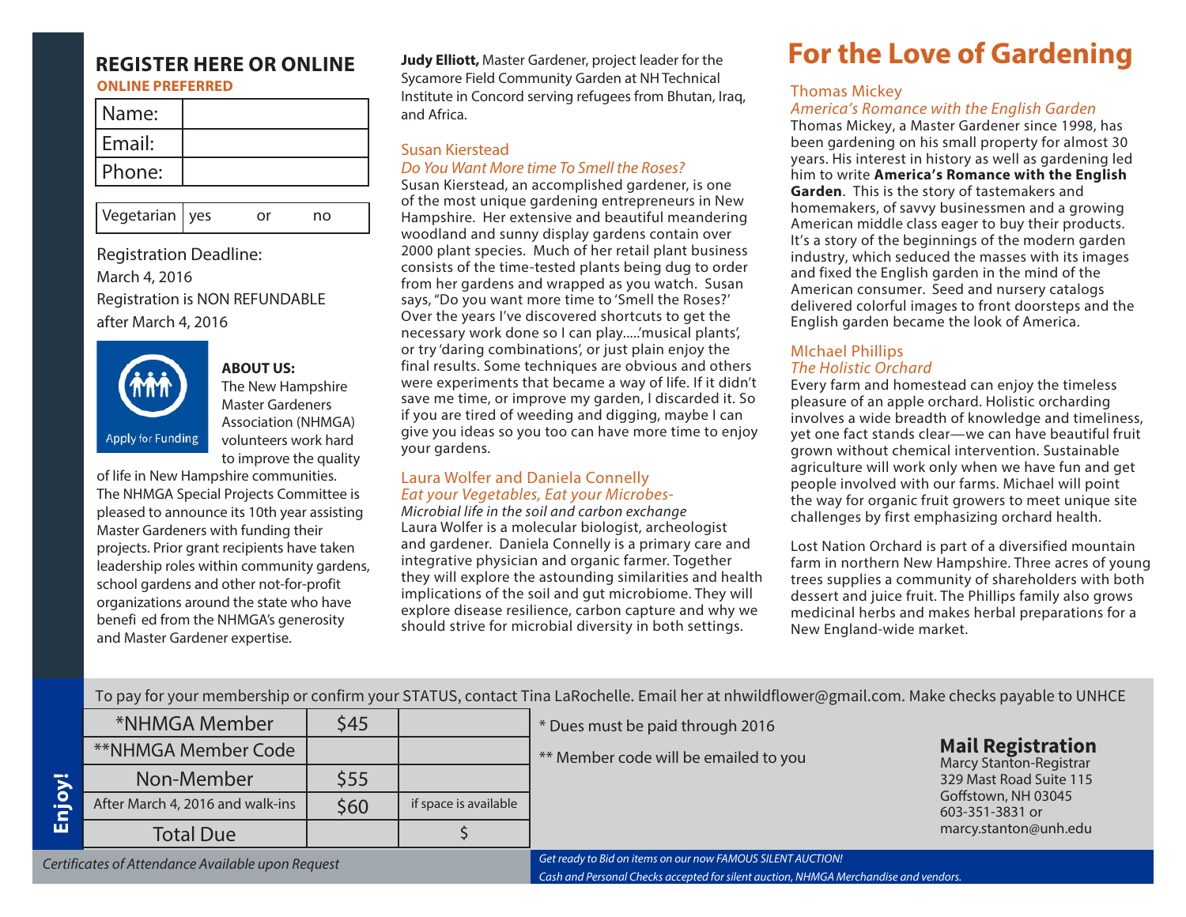## REGISTER HERE OR ONLINE

**ONLINE PREFERRED**

| | |
|---|---|
| Name: | |
| Email: | |
| Phone: | |

| | | | |
|---|---|---|---|
| Vegetarian | yes | or | no |

Registration Deadline:
March 4, 2016
Registration is NON REFUNDABLE
after March 4, 2016

Apply for Funding

**ABOUT US:**
The New Hampshire Master Gardeners Association (NHMGA) volunteers work hard to improve the quality of life in New Hampshire communities. The NHMGA Special Projects Committee is pleased to announce its 10th year assisting Master Gardeners with funding their projects. Prior grant recipients have taken leadership roles within community gardens, school gardens and other not-for-profit organizations around the state who have benefi ed from the NHMGA's generosity and Master Gardener expertise.

**Judy Elliott,** Master Gardener, project leader for the Sycamore Field Community Garden at NH Technical Institute in Concord serving refugees from Bhutan, Iraq, and Africa.

### Susan Kierstead

*Do You Want More time To Smell the Roses?*

Susan Kierstead, an accomplished gardener, is one of the most unique gardening entrepreneurs in New Hampshire. Her extensive and beautiful meandering woodland and sunny display gardens contain over 2000 plant species. Much of her retail plant business consists of the time-tested plants being dug to order from her gardens and wrapped as you watch. Susan says, "Do you want more time to 'Smell the Roses?' Over the years I've discovered shortcuts to get the necessary work done so I can play.....'musical plants', or try 'daring combinations', or just plain enjoy the final results. Some techniques are obvious and others were experiments that became a way of life. If it didn't save me time, or improve my garden, I discarded it. So if you are tired of weeding and digging, maybe I can give you ideas so you too can have more time to enjoy your gardens.

### Laura Wolfer and Daniela Connelly

*Eat your Vegetables, Eat your Microbes-*
*Microbial life in the soil and carbon exchange*

Laura Wolfer is a molecular biologist, archeologist and gardener. Daniela Connelly is a primary care and integrative physician and organic farmer. Together they will explore the astounding similarities and health implications of the soil and gut microbiome. They will explore disease resilience, carbon capture and why we should strive for microbial diversity in both settings.

# For the Love of Gardening

### Thomas Mickey

*America's Romance with the English Garden*

Thomas Mickey, a Master Gardener since 1998, has been gardening on his small property for almost 30 years. His interest in history as well as gardening led him to write **America's Romance with the English Garden**. This is the story of tastemakers and homemakers, of savvy businessmen and a growing American middle class eager to buy their products. It's a story of the beginnings of the modern garden industry, which seduced the masses with its images and fixed the English garden in the mind of the American consumer. Seed and nursery catalogs delivered colorful images to front doorsteps and the English garden became the look of America.

### MIchael Phillips

*The Holistic Orchard*

Every farm and homestead can enjoy the timeless pleasure of an apple orchard. Holistic orcharding involves a wide breadth of knowledge and timeliness, yet one fact stands clear—we can have beautiful fruit grown without chemical intervention. Sustainable agriculture will work only when we have fun and get people involved with our farms. Michael will point the way for organic fruit growers to meet unique site challenges by first emphasizing orchard health.

Lost Nation Orchard is part of a diversified mountain farm in northern New Hampshire. Three acres of young trees supplies a community of shareholders with both dessert and juice fruit. The Phillips family also grows medicinal herbs and makes herbal preparations for a New England-wide market.

To pay for your membership or confirm your STATUS, contact Tina LaRochelle. Email her at nhwildflower@gmail.com. Make checks payable to UNHCE

**Enjoy!**

| | | |
|---|---|---|
| *NHMGA Member | $45 | |
| **NHMGA Member Code | | |
| Non-Member | $55 | |
| After March 4, 2016 and walk-ins | $60 | if space is available |
| Total Due | | $ |

\* Dues must be paid through 2016

** Member code will be emailed to you

**Mail Registration**
Marcy Stanton-Registrar
329 Mast Road Suite 115
Goffstown, NH 03045
603-351-3831 or
marcy.stanton@unh.edu

*Certificates of Attendance Available upon Request*

*Get ready to Bid on items on our now FAMOUS SILENT AUCTION!*
*Cash and Personal Checks accepted for silent auction, NHMGA Merchandise and vendors.*